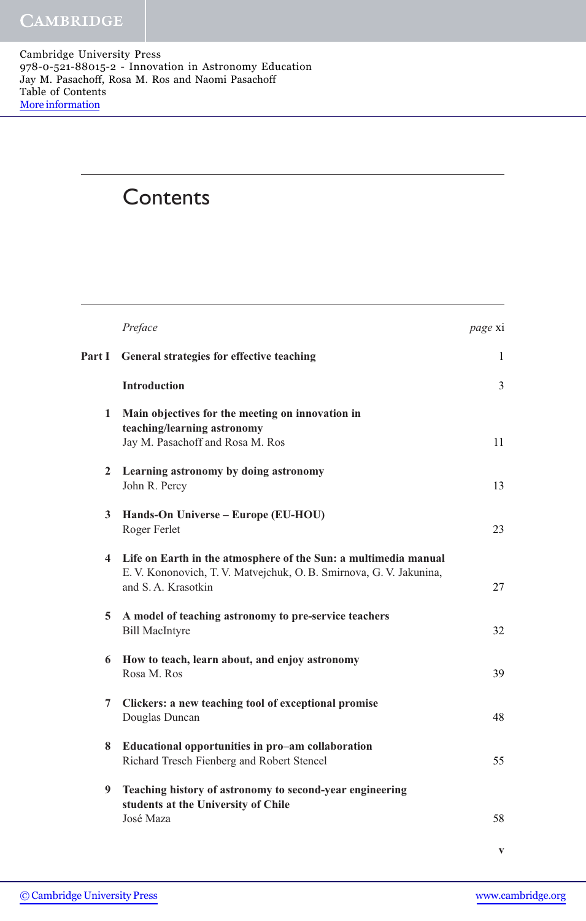Cambridge University Press
978-0-521-88015-2 - Innovation in Astronomy Education
Jay M. Pasachoff, Rosa M. Ros and Naomi Pasachoff
Table of Contents
More information

# Contents

*Preface* — *page* xi

**Part I General strategies for effective teaching** — 1

**Introduction** — 3

**1 Main objectives for the meeting on innovation in teaching/learning astronomy**
Jay M. Pasachoff and Rosa M. Ros — 11

**2 Learning astronomy by doing astronomy**
John R. Percy — 13

**3 Hands-On Universe – Europe (EU-HOU)**
Roger Ferlet — 23

**4 Life on Earth in the atmosphere of the Sun: a multimedia manual**
E. V. Kononovich, T. V. Matvejchuk, O. B. Smirnova, G. V. Jakunina, and S. A. Krasotkin — 27

**5 A model of teaching astronomy to pre-service teachers**
Bill MacIntyre — 32

**6 How to teach, learn about, and enjoy astronomy**
Rosa M. Ros — 39

**7 Clickers: a new teaching tool of exceptional promise**
Douglas Duncan — 48

**8 Educational opportunities in pro–am collaboration**
Richard Tresch Fienberg and Robert Stencel — 55

**9 Teaching history of astronomy to second-year engineering students at the University of Chile**
José Maza — 58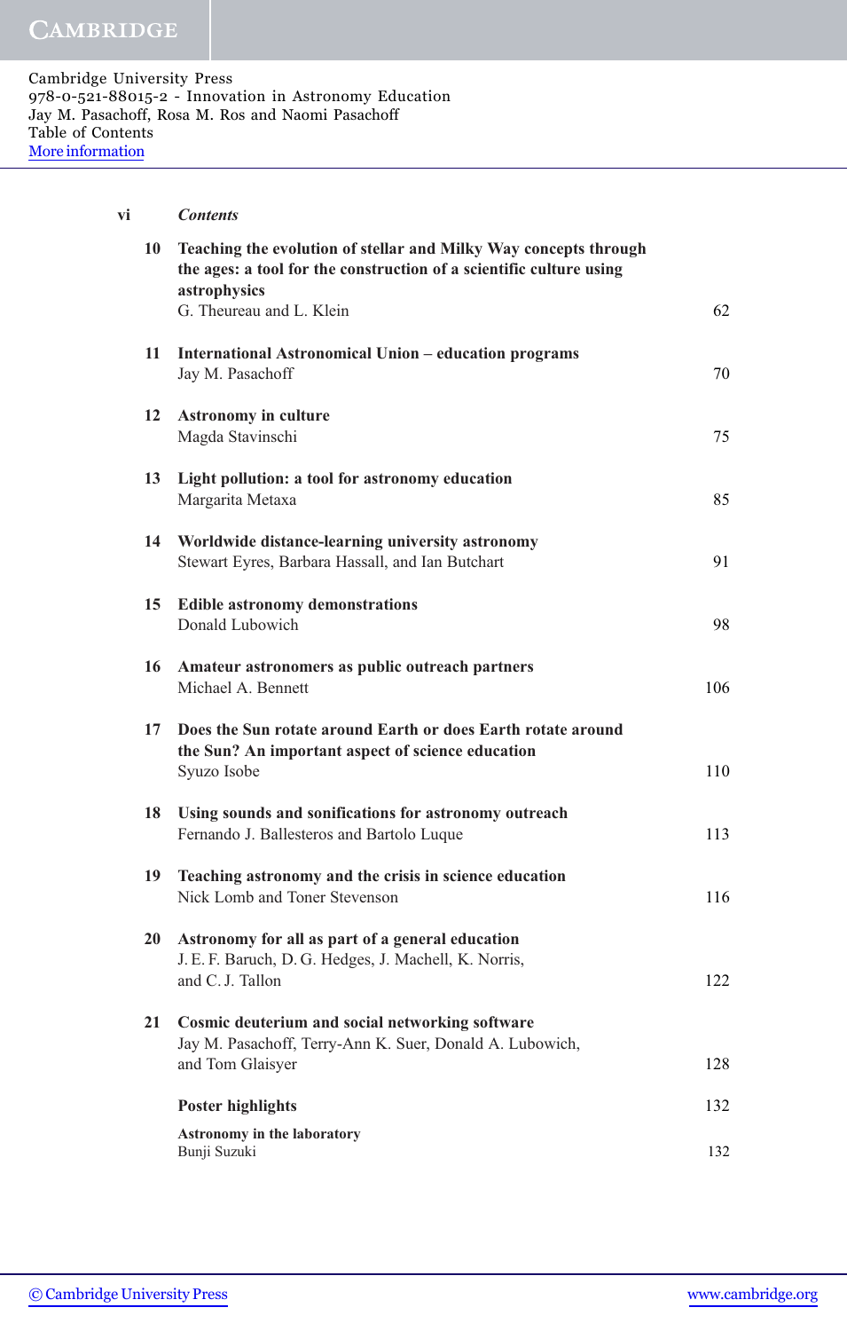Cambridge University Press
978-0-521-88015-2 - Innovation in Astronomy Education
Jay M. Pasachoff, Rosa M. Ros and Naomi Pasachoff
Table of Contents
More information

*Contents*

**10 Teaching the evolution of stellar and Milky Way concepts through the ages: a tool for the construction of a scientific culture using astrophysics**
G. Theureau and L. Klein — 62

**11 International Astronomical Union – education programs**
Jay M. Pasachoff — 70

**12 Astronomy in culture**
Magda Stavinschi — 75

**13 Light pollution: a tool for astronomy education**
Margarita Metaxa — 85

**14 Worldwide distance-learning university astronomy**
Stewart Eyres, Barbara Hassall, and Ian Butchart — 91

**15 Edible astronomy demonstrations**
Donald Lubowich — 98

**16 Amateur astronomers as public outreach partners**
Michael A. Bennett — 106

**17 Does the Sun rotate around Earth or does Earth rotate around the Sun? An important aspect of science education**
Syuzo Isobe — 110

**18 Using sounds and sonifications for astronomy outreach**
Fernando J. Ballesteros and Bartolo Luque — 113

**19 Teaching astronomy and the crisis in science education**
Nick Lomb and Toner Stevenson — 116

**20 Astronomy for all as part of a general education**
J. E. F. Baruch, D. G. Hedges, J. Machell, K. Norris, and C. J. Tallon — 122

**21 Cosmic deuterium and social networking software**
Jay M. Pasachoff, Terry-Ann K. Suer, Donald A. Lubowich, and Tom Glaisyer — 128

**Poster highlights** — 132

**Astronomy in the laboratory**
Bunji Suzuki — 132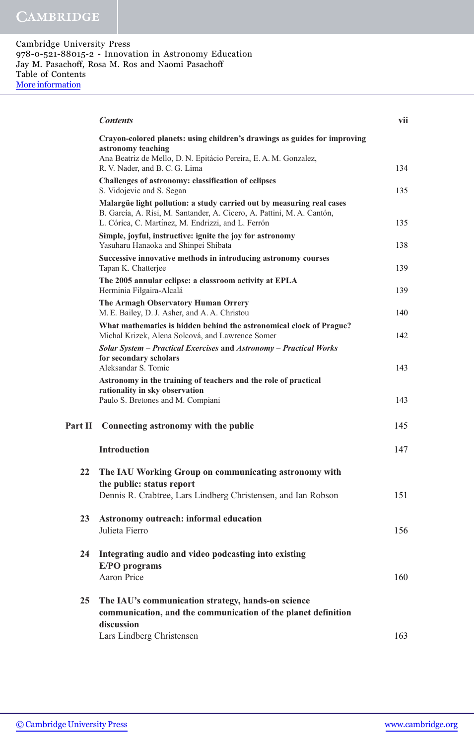*Contents*

**Crayon-colored planets: using children's drawings as guides for improving astronomy teaching**
Ana Beatriz de Mello, D. N. Epitácio Pereira, E. A. M. Gonzalez, R. V. Nader, and B. C. G. Lima — 134

**Challenges of astronomy: classification of eclipses**
S. Vidojevic and S. Segan — 135

**Malargüe light pollution: a study carried out by measuring real cases**
B. García, A. Risi, M. Santander, A. Cicero, A. Pattini, M. A. Cantón, L. Córica, C. Martínez, M. Endrizzi, and L. Ferrón — 135

**Simple, joyful, instructive: ignite the joy for astronomy**
Yasuharu Hanaoka and Shinpei Shibata — 138

**Successive innovative methods in introducing astronomy courses**
Tapan K. Chatterjee — 139

**The 2005 annular eclipse: a classroom activity at EPLA**
Herminia Filgaira-Alcalá — 139

**The Armagh Observatory Human Orrery**
M. E. Bailey, D. J. Asher, and A. A. Christou — 140

**What mathematics is hidden behind the astronomical clock of Prague?**
Michal Krizek, Alena Solcová, and Lawrence Somer — 142

***Solar System – Practical Exercises* and *Astronomy – Practical Works* for secondary scholars**
Aleksandar S. Tomic — 143

**Astronomy in the training of teachers and the role of practical rationality in sky observation**
Paulo S. Bretones and M. Compiani — 143

## Part II Connecting astronomy with the public — 145

**Introduction** — 147

**22 The IAU Working Group on communicating astronomy with the public: status report**
Dennis R. Crabtree, Lars Lindberg Christensen, and Ian Robson — 151

**23 Astronomy outreach: informal education**
Julieta Fierro — 156

**24 Integrating audio and video podcasting into existing E/PO programs**
Aaron Price — 160

**25 The IAU's communication strategy, hands-on science communication, and the communication of the planet definition discussion**
Lars Lindberg Christensen — 163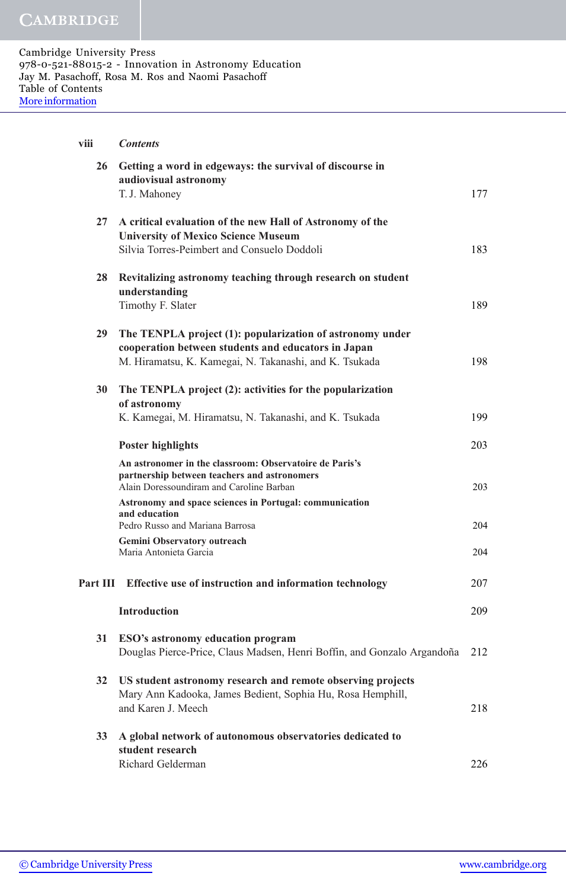Cambridge University Press
978-0-521-88015-2 - Innovation in Astronomy Education
Jay M. Pasachoff, Rosa M. Ros and Naomi Pasachoff
Table of Contents
More information

**26 Getting a word in edgeways: the survival of discourse in audiovisual astronomy**
T. J. Mahoney — 177

**27 A critical evaluation of the new Hall of Astronomy of the University of Mexico Science Museum**
Silvia Torres-Peimbert and Consuelo Doddoli — 183

**28 Revitalizing astronomy teaching through research on student understanding**
Timothy F. Slater — 189

**29 The TENPLA project (1): popularization of astronomy under cooperation between students and educators in Japan**
M. Hiramatsu, K. Kamegai, N. Takanashi, and K. Tsukada — 198

**30 The TENPLA project (2): activities for the popularization of astronomy**
K. Kamegai, M. Hiramatsu, N. Takanashi, and K. Tsukada — 199

**Poster highlights** — 203

**An astronomer in the classroom: Observatoire de Paris's partnership between teachers and astronomers**
Alain Doressoundiram and Caroline Barban — 203

**Astronomy and space sciences in Portugal: communication and education**
Pedro Russo and Mariana Barrosa — 204

**Gemini Observatory outreach**
Maria Antonieta Garcia — 204

## Part III Effective use of instruction and information technology — 207

**Introduction** — 209

**31 ESO's astronomy education program**
Douglas Pierce-Price, Claus Madsen, Henri Boffin, and Gonzalo Argandoña — 212

**32 US student astronomy research and remote observing projects**
Mary Ann Kadooka, James Bedient, Sophia Hu, Rosa Hemphill, and Karen J. Meech — 218

**33 A global network of autonomous observatories dedicated to student research**
Richard Gelderman — 226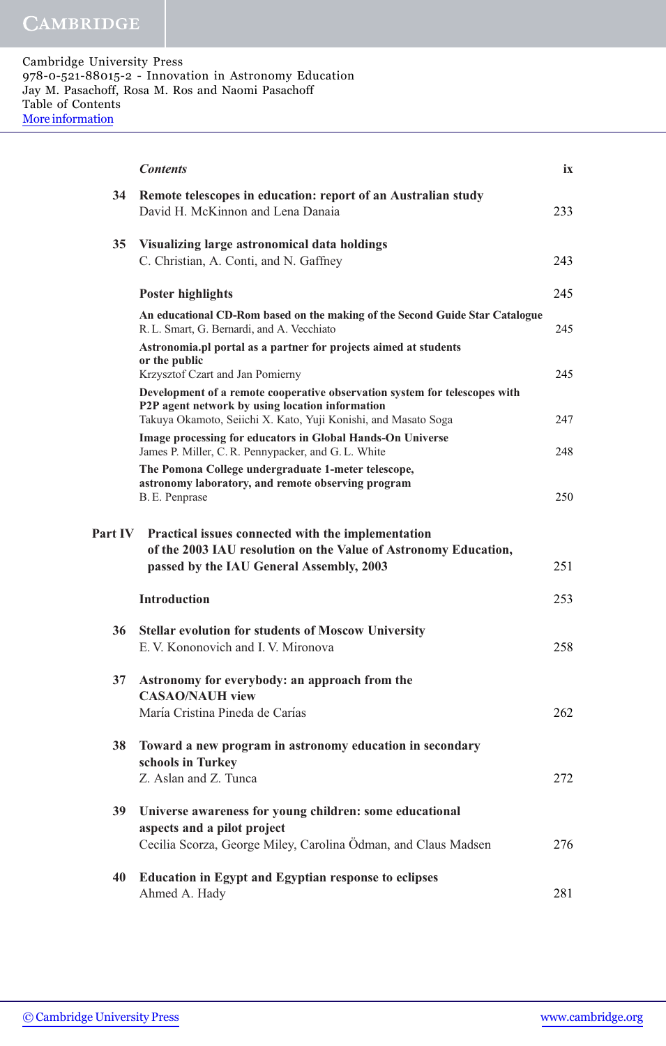34 **Remote telescopes in education: report of an Australian study**
David H. McKinnon and Lena Danaia — 233

35 **Visualizing large astronomical data holdings**
C. Christian, A. Conti, and N. Gaffney — 243

**Poster highlights** — 245

**An educational CD-Rom based on the making of the Second Guide Star Catalogue**
R. L. Smart, G. Bernardi, and A. Vecchiato — 245

**Astronomia.pl portal as a partner for projects aimed at students or the public**
Krzysztof Czart and Jan Pomierny — 245

**Development of a remote cooperative observation system for telescopes with P2P agent network by using location information**
Takuya Okamoto, Seiichi X. Kato, Yuji Konishi, and Masato Soga — 247

**Image processing for educators in Global Hands-On Universe**
James P. Miller, C. R. Pennypacker, and G. L. White — 248

**The Pomona College undergraduate 1-meter telescope, astronomy laboratory, and remote observing program**
B. E. Penprase — 250

## Part IV Practical issues connected with the implementation of the 2003 IAU resolution on the Value of Astronomy Education, passed by the IAU General Assembly, 2003 — 251

**Introduction** — 253

36 **Stellar evolution for students of Moscow University**
E. V. Kononovich and I. V. Mironova — 258

37 **Astronomy for everybody: an approach from the CASAO/NAUH view**
María Cristina Pineda de Carías — 262

38 **Toward a new program in astronomy education in secondary schools in Turkey**
Z. Aslan and Z. Tunca — 272

39 **Universe awareness for young children: some educational aspects and a pilot project**
Cecilia Scorza, George Miley, Carolina Ödman, and Claus Madsen — 276

40 **Education in Egypt and Egyptian response to eclipses**
Ahmed A. Hady — 281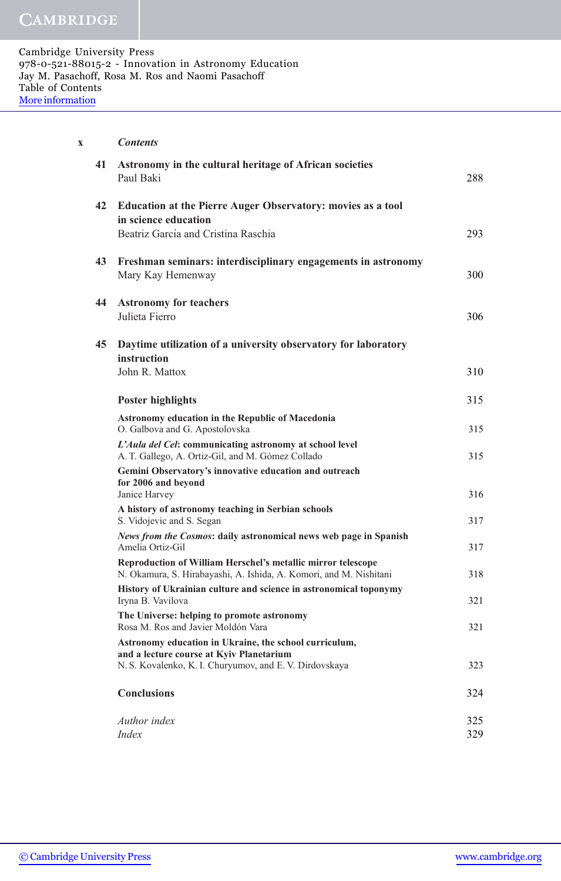| | | |
|---|---|---|
| 41 | **Astronomy in the cultural heritage of African societies**<br>Paul Baki | 288 |
| 42 | **Education at the Pierre Auger Observatory: movies as a tool in science education**<br>Beatriz García and Cristina Raschia | 293 |
| 43 | **Freshman seminars: interdisciplinary engagements in astronomy**<br>Mary Kay Hemenway | 300 |
| 44 | **Astronomy for teachers**<br>Julieta Fierro | 306 |
| 45 | **Daytime utilization of a university observatory for laboratory instruction**<br>John R. Mattox | 310 |
| | **Poster highlights** | 315 |
| | **Astronomy education in the Republic of Macedonia**<br>O. Galbova and G. Apostolovska | 315 |
| | ***L'Aula del Cel*: communicating astronomy at school level**<br>A. T. Gallego, A. Ortiz-Gil, and M. Gómez Collado | 315 |
| | **Gemini Observatory's innovative education and outreach for 2006 and beyond**<br>Janice Harvey | 316 |
| | **A history of astronomy teaching in Serbian schools**<br>S. Vidojevic and S. Segan | 317 |
| | ***News from the Cosmos*: daily astronomical news web page in Spanish**<br>Amelia Ortiz-Gil | 317 |
| | **Reproduction of William Herschel's metallic mirror telescope**<br>N. Okamura, S. Hirabayashi, A. Ishida, A. Komori, and M. Nishitani | 318 |
| | **History of Ukrainian culture and science in astronomical toponymy**<br>Iryna B. Vavilova | 321 |
| | **The Universe: helping to promote astronomy**<br>Rosa M. Ros and Javier Moldón Vara | 321 |
| | **Astronomy education in Ukraine, the school curriculum, and a lecture course at Kyiv Planetarium**<br>N. S. Kovalenko, K. I. Churyumov, and E. V. Dirdovskaya | 323 |
| | **Conclusions** | 324 |
| | *Author index* | 325 |
| | *Index* | 329 |